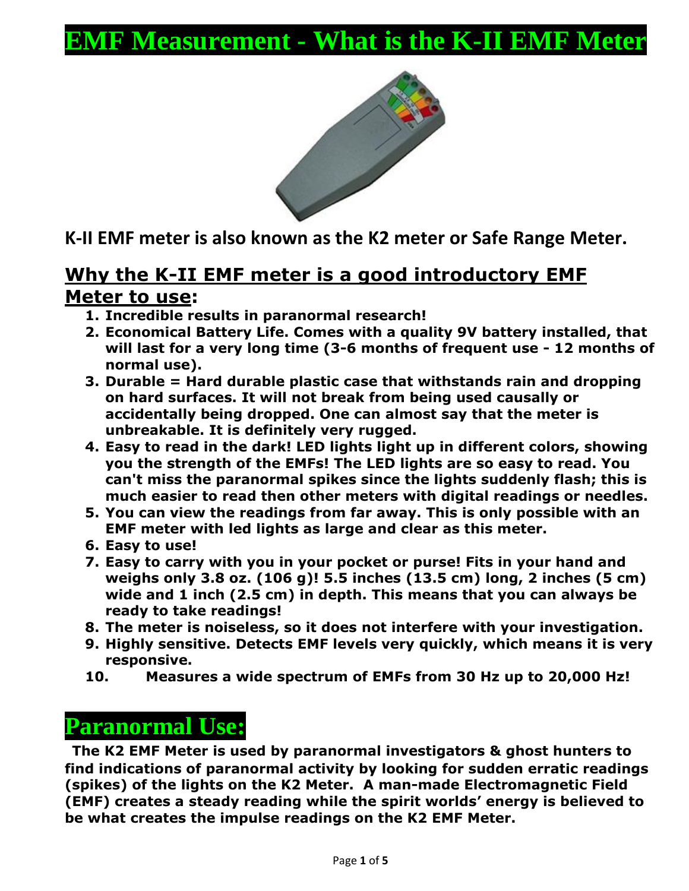# EMF Measurement - What is the K-II EMF Meter

**K-II EMF meter is also known as the K2 meter or Safe Range Meter.**

## Why the K-II EMF meter is a good introductory EMF Meter to use:

1. **Incredible results in paranormal research!**
2. **Economical Battery Life. Comes with a quality 9V battery installed, that will last for a very long time (3-6 months of frequent use - 12 months of normal use).**
3. **Durable = Hard durable plastic case that withstands rain and dropping on hard surfaces. It will not break from being used causally or accidentally being dropped. One can almost say that the meter is unbreakable. It is definitely very rugged.**
4. **Easy to read in the dark! LED lights light up in different colors, showing you the strength of the EMFs! The LED lights are so easy to read. You can't miss the paranormal spikes since the lights suddenly flash; this is much easier to read then other meters with digital readings or needles.**
5. **You can view the readings from far away. This is only possible with an EMF meter with led lights as large and clear as this meter.**
6. **Easy to use!**
7. **Easy to carry with you in your pocket or purse! Fits in your hand and weighs only 3.8 oz. (106 g)! 5.5 inches (13.5 cm) long, 2 inches (5 cm) wide and 1 inch (2.5 cm) in depth. This means that you can always be ready to take readings!**
8. **The meter is noiseless, so it does not interfere with your investigation.**
9. **Highly sensitive. Detects EMF levels very quickly, which means it is very responsive.**
10. **Measures a wide spectrum of EMFs from 30 Hz up to 20,000 Hz!**

# Paranormal Use:

**The K2 EMF Meter is used by paranormal investigators & ghost hunters to find indications of paranormal activity by looking for sudden erratic readings (spikes) of the lights on the K2 Meter. A man-made Electromagnetic Field (EMF) creates a steady reading while the spirit worlds' energy is believed to be what creates the impulse readings on the K2 EMF Meter.**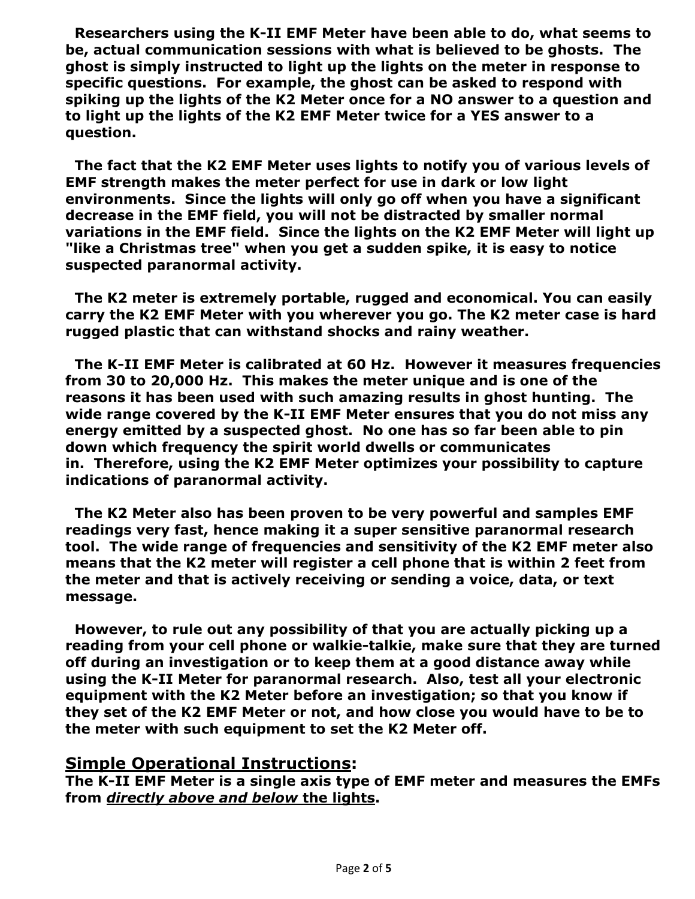**Researchers using the K-II EMF Meter have been able to do, what seems to be, actual communication sessions with what is believed to be ghosts. The ghost is simply instructed to light up the lights on the meter in response to specific questions. For example, the ghost can be asked to respond with spiking up the lights of the K2 Meter once for a NO answer to a question and to light up the lights of the K2 EMF Meter twice for a YES answer to a question.**

**The fact that the K2 EMF Meter uses lights to notify you of various levels of EMF strength makes the meter perfect for use in dark or low light environments. Since the lights will only go off when you have a significant decrease in the EMF field, you will not be distracted by smaller normal variations in the EMF field. Since the lights on the K2 EMF Meter will light up "like a Christmas tree" when you get a sudden spike, it is easy to notice suspected paranormal activity.**

**The K2 meter is extremely portable, rugged and economical. You can easily carry the K2 EMF Meter with you wherever you go. The K2 meter case is hard rugged plastic that can withstand shocks and rainy weather.**

**The K-II EMF Meter is calibrated at 60 Hz. However it measures frequencies from 30 to 20,000 Hz. This makes the meter unique and is one of the reasons it has been used with such amazing results in ghost hunting. The wide range covered by the K-II EMF Meter ensures that you do not miss any energy emitted by a suspected ghost. No one has so far been able to pin down which frequency the spirit world dwells or communicates in. Therefore, using the K2 EMF Meter optimizes your possibility to capture indications of paranormal activity.**

**The K2 Meter also has been proven to be very powerful and samples EMF readings very fast, hence making it a super sensitive paranormal research tool. The wide range of frequencies and sensitivity of the K2 EMF meter also means that the K2 meter will register a cell phone that is within 2 feet from the meter and that is actively receiving or sending a voice, data, or text message.**

**However, to rule out any possibility of that you are actually picking up a reading from your cell phone or walkie-talkie, make sure that they are turned off during an investigation or to keep them at a good distance away while using the K-II Meter for paranormal research. Also, test all your electronic equipment with the K2 Meter before an investigation; so that you know if they set of the K2 EMF Meter or not, and how close you would have to be to the meter with such equipment to set the K2 Meter off.**

## <u>Simple Operational Instructions</u>:

**The K-II EMF Meter is a single axis type of EMF meter and measures the EMFs from <u>*directly above and below*</u> <u>the lights</u>.**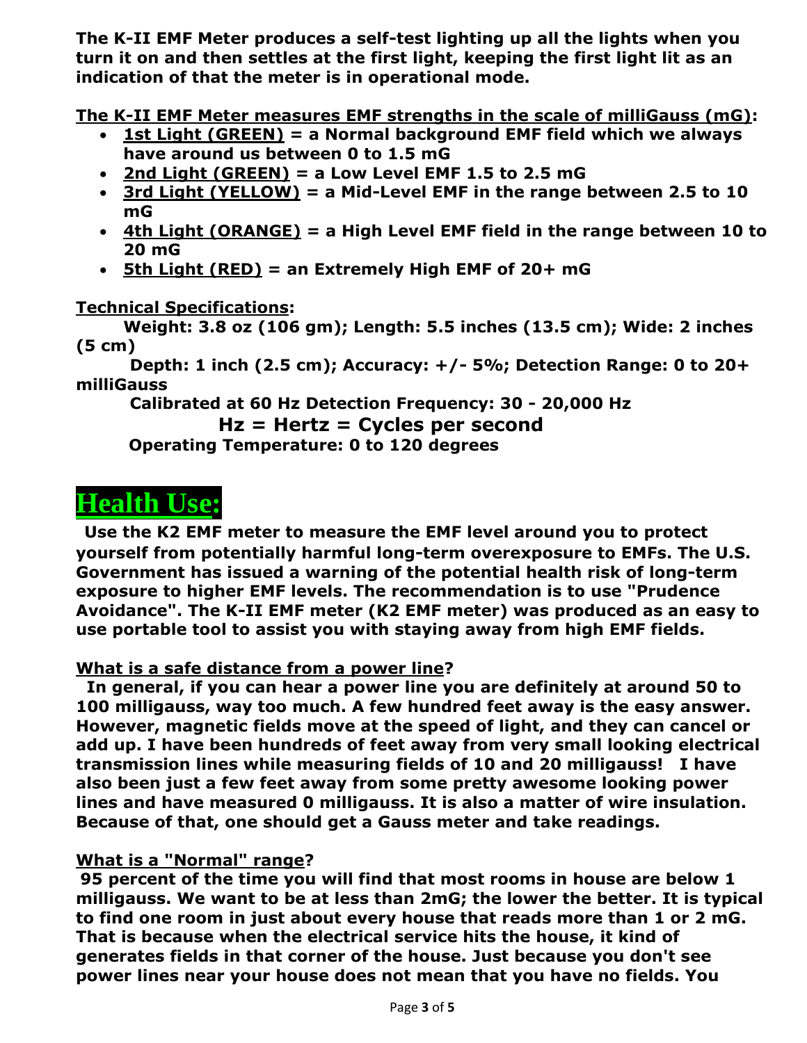**The K-II EMF Meter produces a self-test lighting up all the lights when you turn it on and then settles at the first light, keeping the first light lit as an indication of that the meter is in operational mode.**

**<u>The K-II EMF Meter measures EMF strengths in the scale of milliGauss (mG)</u>:**

- **<u>1st Light (GREEN)</u> = a Normal background EMF field which we always have around us between 0 to 1.5 mG**
- **<u>2nd Light (GREEN)</u> = a Low Level EMF 1.5 to 2.5 mG**
- **<u>3rd Light (YELLOW)</u> = a Mid-Level EMF in the range between 2.5 to 10 mG**
- **<u>4th Light (ORANGE)</u> = a High Level EMF field in the range between 10 to 20 mG**
- **<u>5th Light (RED)</u> = an Extremely High EMF of 20+ mG**

**<u>Technical Specifications</u>:**

**Weight: 3.8 oz (106 gm); Length: 5.5 inches (13.5 cm); Wide: 2 inches (5 cm)**

**Depth: 1 inch (2.5 cm); Accuracy: +/- 5%; Detection Range: 0 to 20+ milliGauss**

**Calibrated at 60 Hz Detection Frequency: 30 - 20,000 Hz**

**Hz = Hertz = Cycles per second**

**Operating Temperature: 0 to 120 degrees**

# Health Use:

**Use the K2 EMF meter to measure the EMF level around you to protect yourself from potentially harmful long-term overexposure to EMFs. The U.S. Government has issued a warning of the potential health risk of long-term exposure to higher EMF levels. The recommendation is to use "Prudence Avoidance". The K-II EMF meter (K2 EMF meter) was produced as an easy to use portable tool to assist you with staying away from high EMF fields.**

**<u>What is a safe distance from a power line</u>?**

**In general, if you can hear a power line you are definitely at around 50 to 100 milligauss, way too much. A few hundred feet away is the easy answer. However, magnetic fields move at the speed of light, and they can cancel or add up. I have been hundreds of feet away from very small looking electrical transmission lines while measuring fields of 10 and 20 milligauss! I have also been just a few feet away from some pretty awesome looking power lines and have measured 0 milligauss. It is also a matter of wire insulation. Because of that, one should get a Gauss meter and take readings.**

**<u>What is a "Normal" range</u>?**

**95 percent of the time you will find that most rooms in house are below 1 milligauss. We want to be at less than 2mG; the lower the better. It is typical to find one room in just about every house that reads more than 1 or 2 mG. That is because when the electrical service hits the house, it kind of generates fields in that corner of the house. Just because you don't see power lines near your house does not mean that you have no fields. You**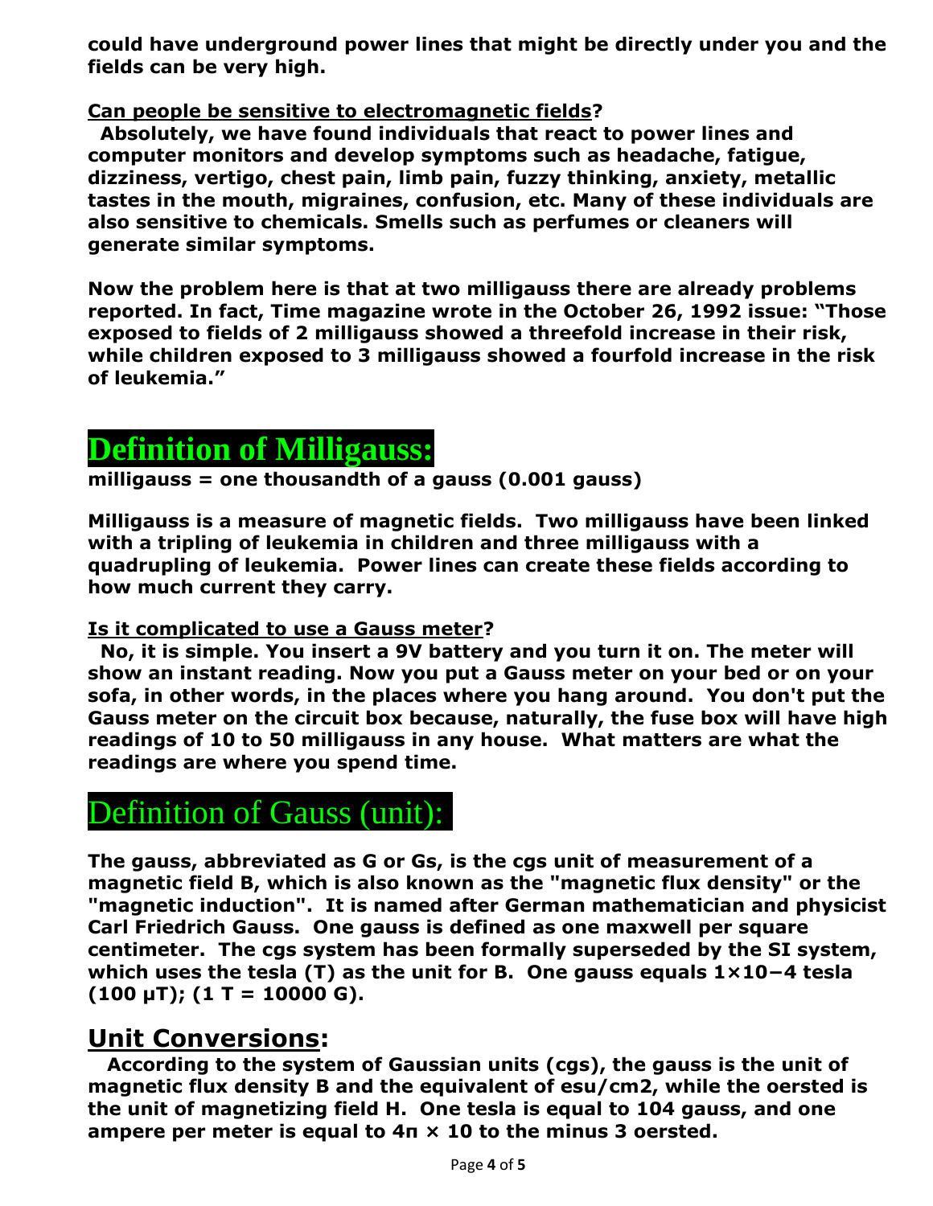**could have underground power lines that might be directly under you and the fields can be very high.**

**Can people be sensitive to electromagnetic fields?**

**Absolutely, we have found individuals that react to power lines and computer monitors and develop symptoms such as headache, fatigue, dizziness, vertigo, chest pain, limb pain, fuzzy thinking, anxiety, metallic tastes in the mouth, migraines, confusion, etc. Many of these individuals are also sensitive to chemicals. Smells such as perfumes or cleaners will generate similar symptoms.**

**Now the problem here is that at two milligauss there are already problems reported. In fact, Time magazine wrote in the October 26, 1992 issue: "Those exposed to fields of 2 milligauss showed a threefold increase in their risk, while children exposed to 3 milligauss showed a fourfold increase in the risk of leukemia."**

# Definition of Milligauss:

**milligauss = one thousandth of a gauss (0.001 gauss)**

**Milligauss is a measure of magnetic fields. Two milligauss have been linked with a tripling of leukemia in children and three milligauss with a quadrupling of leukemia. Power lines can create these fields according to how much current they carry.**

**Is it complicated to use a Gauss meter?**

**No, it is simple. You insert a 9V battery and you turn it on. The meter will show an instant reading. Now you put a Gauss meter on your bed or on your sofa, in other words, in the places where you hang around. You don't put the Gauss meter on the circuit box because, naturally, the fuse box will have high readings of 10 to 50 milligauss in any house. What matters are what the readings are where you spend time.**

# Definition of Gauss (unit):

**The gauss, abbreviated as G or Gs, is the cgs unit of measurement of a magnetic field B, which is also known as the "magnetic flux density" or the "magnetic induction". It is named after German mathematician and physicist Carl Friedrich Gauss. One gauss is defined as one maxwell per square centimeter. The cgs system has been formally superseded by the SI system, which uses the tesla (T) as the unit for B. One gauss equals $1 \times 10^{-4}$ tesla (100 μT); (1 T = 10000 G).**

## Unit Conversions:

**According to the system of Gaussian units (cgs), the gauss is the unit of magnetic flux density B and the equivalent of esu/cm2, while the oersted is the unit of magnetizing field H. One tesla is equal to 104 gauss, and one ampere per meter is equal to 4π × 10 to the minus 3 oersted.**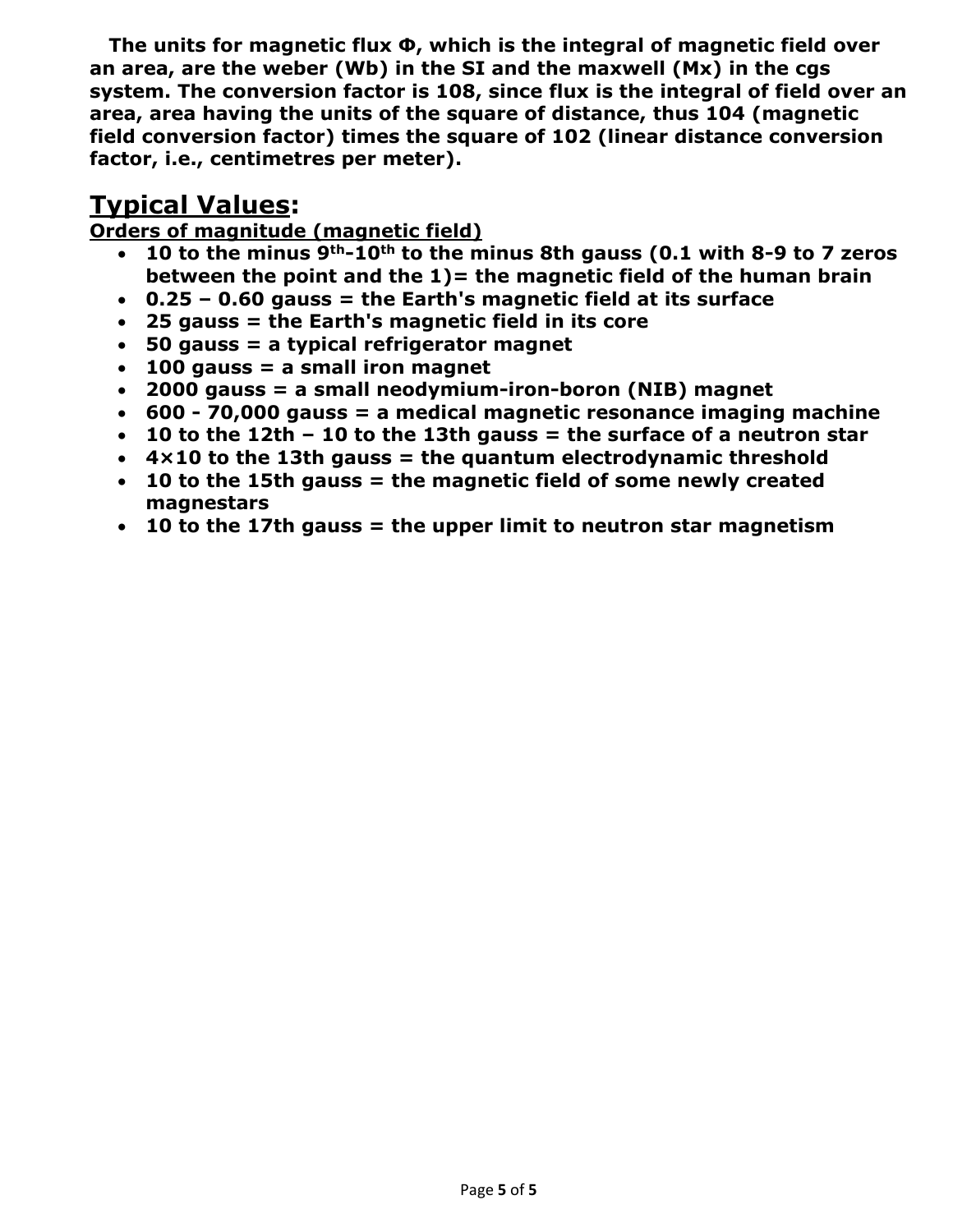**The units for magnetic flux Φ, which is the integral of magnetic field over an area, are the weber (Wb) in the SI and the maxwell (Mx) in the cgs system. The conversion factor is 108, since flux is the integral of field over an area, area having the units of the square of distance, thus 104 (magnetic field conversion factor) times the square of 102 (linear distance conversion factor, i.e., centimetres per meter).**

## Typical Values:

**Orders of magnitude (magnetic field)**

- **10 to the minus 9th-10th to the minus 8th gauss (0.1 with 8-9 to 7 zeros between the point and the 1)= the magnetic field of the human brain**
- **0.25 – 0.60 gauss = the Earth's magnetic field at its surface**
- **25 gauss = the Earth's magnetic field in its core**
- **50 gauss = a typical refrigerator magnet**
- **100 gauss = a small iron magnet**
- **2000 gauss = a small neodymium-iron-boron (NIB) magnet**
- **600 - 70,000 gauss = a medical magnetic resonance imaging machine**
- **10 to the 12th – 10 to the 13th gauss = the surface of a neutron star**
- **4×10 to the 13th gauss = the quantum electrodynamic threshold**
- **10 to the 15th gauss = the magnetic field of some newly created magnestars**
- **10 to the 17th gauss = the upper limit to neutron star magnetism**